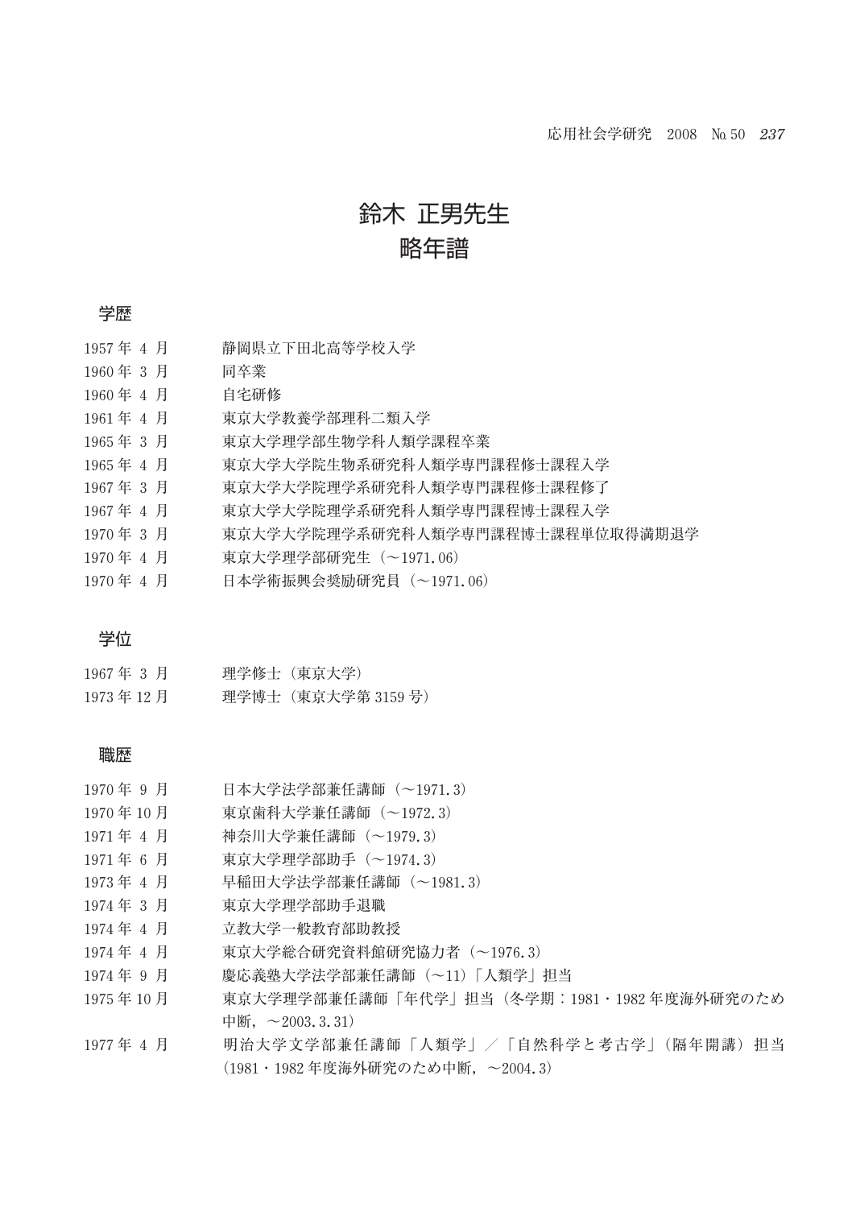# 鈴木 正男先生
# 略年譜

## 学歴

1957年 4 月　静岡県立下田北高等学校入学
1960年 3 月　同卒業
1960年 4 月　自宅研修
1961年 4 月　東京大学教養学部理科二類入学
1965年 3 月　東京大学理学部生物学科人類学課程卒業
1965年 4 月　東京大学大学院生物系研究科人類学専門課程修士課程入学
1967年 3 月　東京大学大学院理学系研究科人類学専門課程修士課程修了
1967年 4 月　東京大学大学院理学系研究科人類学専門課程博士課程入学
1970年 3 月　東京大学大学院理学系研究科人類学専門課程博士課程単位取得満期退学
1970年 4 月　東京大学理学部研究生（～1971.06）
1970年 4 月　日本学術振興会奨励研究員（～1971.06）

## 学位

1967年 3 月　理学修士（東京大学）
1973年12月　理学博士（東京大学第3159号）

## 職歴

1970年 9 月　日本大学法学部兼任講師（～1971.3）
1970年10月　東京歯科大学兼任講師（～1972.3）
1971年 4 月　神奈川大学兼任講師（～1979.3）
1971年 6 月　東京大学理学部助手（～1974.3）
1973年 4 月　早稲田大学法学部兼任講師（～1981.3）
1974年 3 月　東京大学理学部助手退職
1974年 4 月　立教大学一般教育部助教授
1974年 4 月　東京大学総合研究資料館研究協力者（～1976.3）
1974年 9 月　慶応義塾大学法学部兼任講師（～11）「人類学」担当
1975年10月　東京大学理学部兼任講師「年代学」担当（冬学期：1981・1982年度海外研究のため中断，～2003.3.31）
1977年 4 月　明治大学文学部兼任講師「人類学」／「自然科学と考古学」（隔年開講）担当（1981・1982年度海外研究のため中断，～2004.3）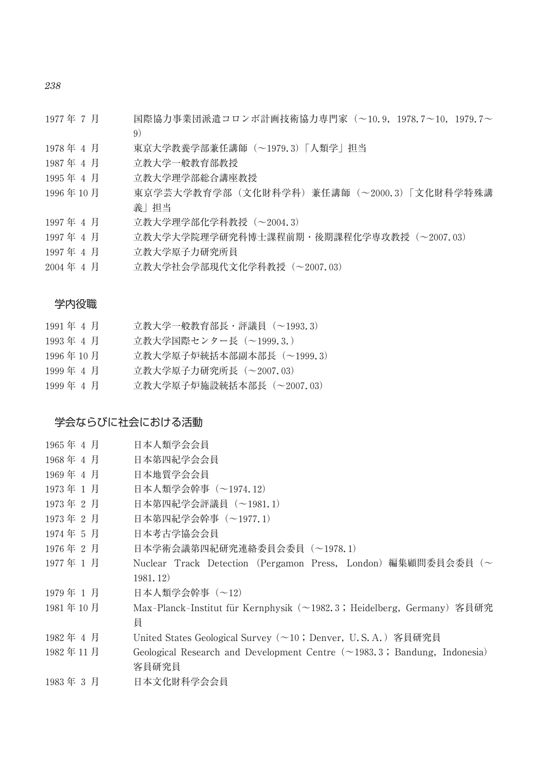1977年 7 月　国際協力事業団派遣コロンボ計画技術協力専門家（～10.9，1978.7～10，1979.7～9）

1978年 4 月　東京大学教養学部兼任講師（～1979.3）「人類学」担当

1987年 4 月　立教大学一般教育部教授

1995年 4 月　立教大学理学部総合講座教授

1996年10月　東京学芸大学教育学部（文化財科学科）兼任講師（～2000.3）「文化財科学特殊講義」担当

1997年 4 月　立教大学理学部化学科教授（～2004.3）

1997年 4 月　立教大学大学院理学研究科博士課程前期・後期課程化学専攻教授（～2007.03）

1997年 4 月　立教大学原子力研究所員

2004年 4 月　立教大学社会学部現代文化学科教授（～2007.03）

## 学内役職

1991年 4 月　立教大学一般教育部長・評議員（～1993.3）

1993年 4 月　立教大学国際センター長（～1999.3.）

1996年10月　立教大学原子炉統括本部副本部長（～1999.3）

1999年 4 月　立教大学原子力研究所長（～2007.03）

1999年 4 月　立教大学原子炉施設統括本部長（～2007.03）

## 学会ならびに社会における活動

1965年 4 月　日本人類学会会員

1968年 4 月　日本第四紀学会会員

1969年 4 月　日本地質学会会員

1973年 1 月　日本人類学会幹事（～1974.12）

1973年 2 月　日本第四紀学会評議員（～1981.1）

1973年 2 月　日本第四紀学会幹事（～1977.1）

1974年 5 月　日本考古学協会会員

1976年 2 月　日本学術会議第四紀研究連絡委員会委員（～1978.1）

1977年 1 月　Nuclear Track Detection（Pergamon Press, London）編集顧問委員会委員（～1981.12）

1979年 1 月　日本人類学会幹事（～12）

1981年10月　Max-Planck-Institut für Kernphysik（～1982.3；Heidelberg, Germany）客員研究員

1982年 4 月　United States Geological Survey（～10；Denver, U.S.A.）客員研究員

1982年11月　Geological Research and Development Centre（～1983.3；Bandung, Indonesia）客員研究員

1983年 3 月　日本文化財科学会会員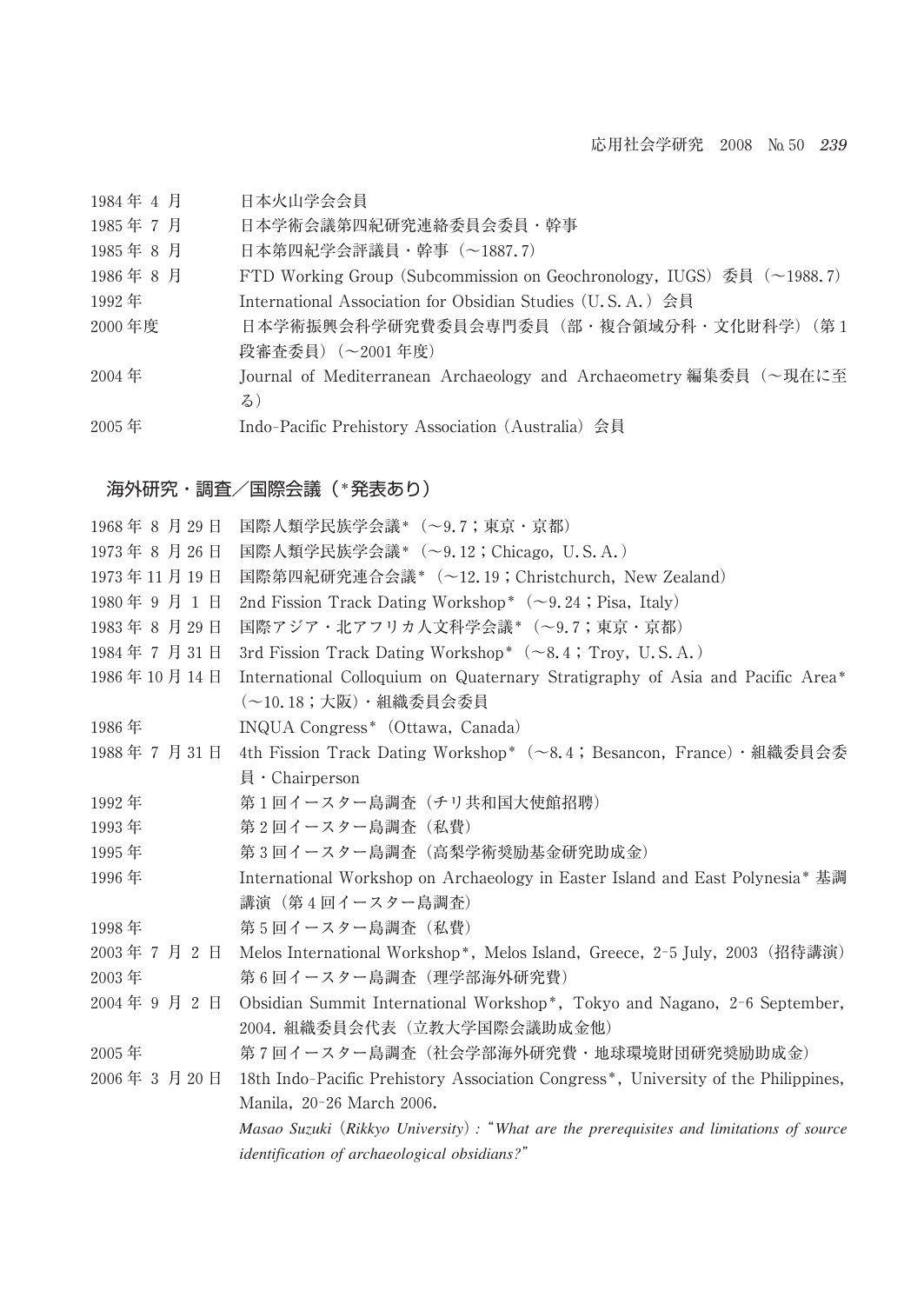1984年 4 月　日本火山学会会員

1985年 7 月　日本学術会議第四紀研究連絡委員会委員・幹事

1985年 8 月　日本第四紀学会評議員・幹事（～1887.7）

1986年 8 月　FTD Working Group（Subcommission on Geochronology，IUGS）委員（～1988.7）

1992年　International Association for Obsidian Studies（U.S.A.）会員

2000年度　日本学術振興会科学研究費委員会専門委員（部・複合領域分科・文化財科学）（第1段審査委員）（～2001年度）

2004年　Journal of Mediterranean Archaeology and Archaeometry 編集委員（～現在に至る）

2005年　Indo-Pacific Prehistory Association（Australia）会員

## 海外研究・調査／国際会議（*発表あり）

1968年 8 月29日　国際人類学民族学会議*（～9.7；東京・京都）

1973年 8 月26日　国際人類学民族学会議*（～9.12；Chicago，U.S.A.）

1973年11月19日　国際第四紀研究連合会議*（～12.19；Christchurch，New Zealand）

1980年 9 月 1 日　2nd Fission Track Dating Workshop*（～9.24；Pisa，Italy）

1983年 8 月29日　国際アジア・北アフリカ人文科学会議*（～9.7；東京・京都）

1984年 7 月31日　3rd Fission Track Dating Workshop*（～8.4；Troy，U.S.A.）

1986年10月14日　International Colloquium on Quaternary Stratigraphy of Asia and Pacific Area*（～10.18；大阪）・組織委員会委員

1986年　INQUA Congress*（Ottawa，Canada）

1988年 7 月31日　4th Fission Track Dating Workshop*（～8.4；Besancon，France）・組織委員会委員・Chairperson

1992年　第1回イースター島調査（チリ共和国大使館招聘）

1993年　第2回イースター島調査（私費）

1995年　第3回イースター島調査（高梨学術奨励基金研究助成金）

1996年　International Workshop on Archaeology in Easter Island and East Polynesia* 基調講演（第4回イースター島調査）

1998年　第5回イースター島調査（私費）

2003年 7 月 2 日　Melos International Workshop*，Melos Island，Greece，2-5 July，2003（招待講演）

2003年　第6回イースター島調査（理学部海外研究費）

2004年 9 月 2 日　Obsidian Summit International Workshop*，Tokyo and Nagano，2-6 September，2004. 組織委員会代表（立教大学国際会議助成金他）

2005年　第7回イースター島調査（社会学部海外研究費・地球環境財団研究奨励助成金）

2006年 3 月20日　18th Indo-Pacific Prehistory Association Congress*，University of the Philippines，Manila，20-26 March 2006.
*Masao Suzuki（Rikkyo University）:“What are the prerequisites and limitations of source identification of archaeological obsidians?”*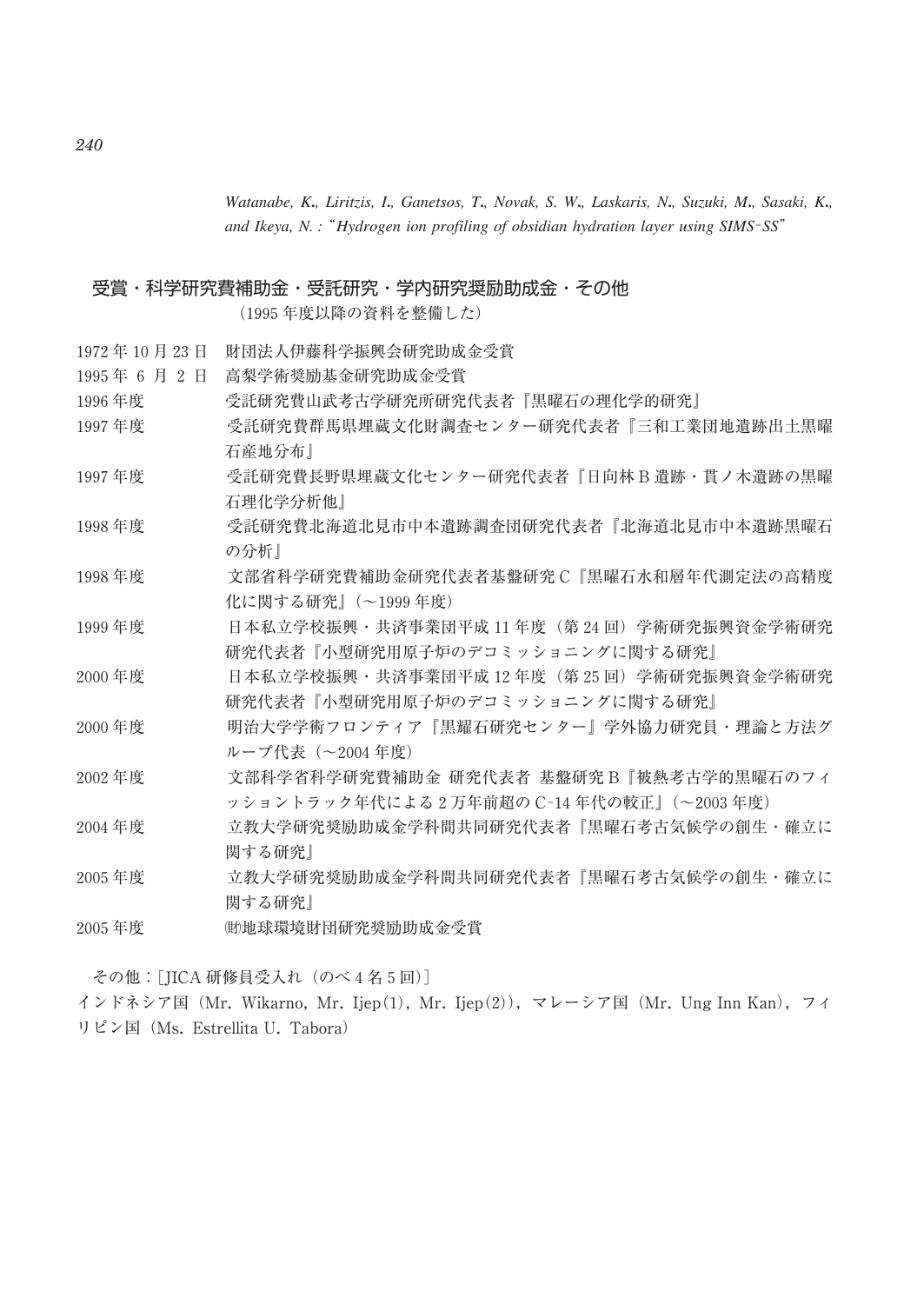*Watanabe, K., Liritzis, I., Ganetsos, T., Novak, S. W., Laskaris, N., Suzuki, M., Sasaki, K., and Ikeya, N. : "Hydrogen ion profiling of obsidian hydration layer using SIMS-SS"*

## 受賞・科学研究費補助金・受託研究・学内研究奨励助成金・その他

（1995 年度以降の資料を整備した）

1972 年 10 月 23 日　財団法人伊藤科学振興会研究助成金受賞

1995 年 6 月 2 日　高梨学術奨励基金研究助成金受賞

1996 年度　受託研究費山武考古学研究所研究代表者『黒曜石の理化学的研究』

1997 年度　受託研究費群馬県埋蔵文化財調査センター研究代表者『三和工業団地遺跡出土黒曜石産地分布』

1997 年度　受託研究費長野県埋蔵文化センター研究代表者『日向林 B 遺跡・貫ノ木遺跡の黒曜石理化学分析他』

1998 年度　受託研究費北海道北見市中本遺跡調査団研究代表者『北海道北見市中本遺跡黒曜石の分析』

1998 年度　文部省科学研究費補助金研究代表者基盤研究 C『黒曜石水和層年代測定法の高精度化に関する研究』（～1999 年度）

1999 年度　日本私立学校振興・共済事業団平成 11 年度（第 24 回）学術研究振興資金学術研究研究代表者『小型研究用原子炉のデコミッショニングに関する研究』

2000 年度　日本私立学校振興・共済事業団平成 12 年度（第 25 回）学術研究振興資金学術研究研究代表者『小型研究用原子炉のデコミッショニングに関する研究』

2000 年度　明治大学学術フロンティア『黒耀石研究センター』学外協力研究員・理論と方法グループ代表（～2004 年度）

2002 年度　文部科学省科学研究費補助金 研究代表者 基盤研究 B『被熱考古学的黒曜石のフィッショントラック年代による 2 万年前超の C-14 年代の較正』（～2003 年度）

2004 年度　立教大学研究奨励助成金学科間共同研究代表者『黒曜石考古気候学の創生・確立に関する研究』

2005 年度　立教大学研究奨励助成金学科間共同研究代表者『黒曜石考古気候学の創生・確立に関する研究』

2005 年度　㈶地球環境財団研究奨励助成金受賞

その他：[JICA 研修員受入れ（のべ 4 名 5 回）]

インドネシア国（Mr. Wikarno, Mr. Ijep(1), Mr. Ijep(2)），マレーシア国（Mr. Ung Inn Kan），フィリピン国（Ms. Estrellita U. Tabora）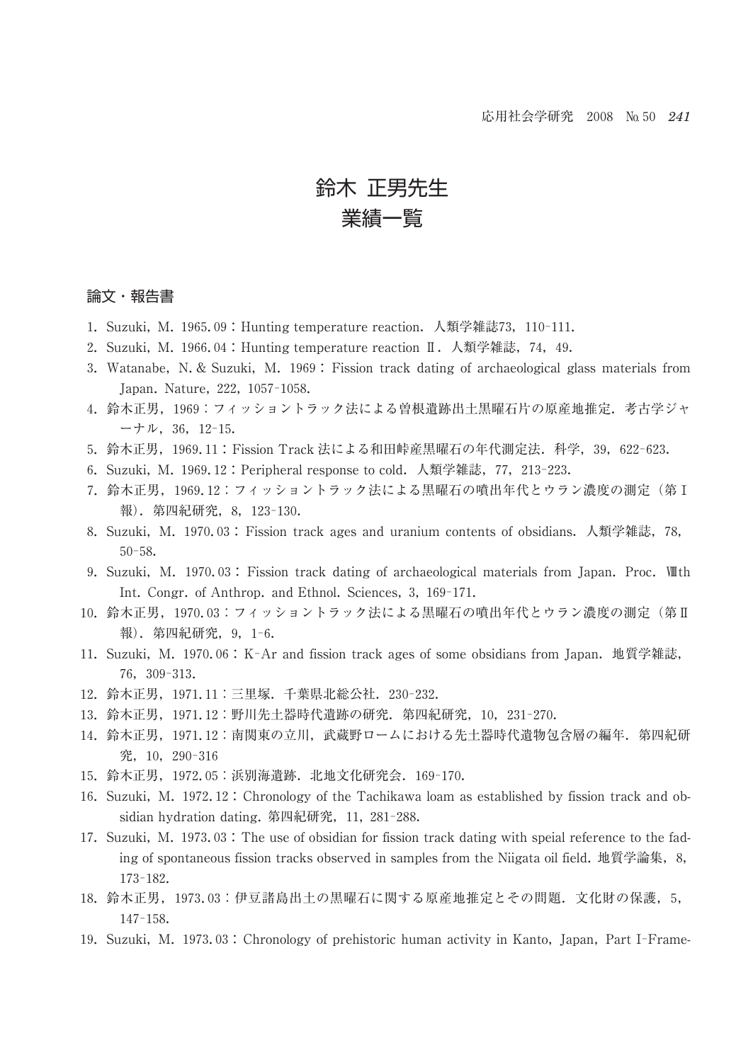# 鈴木 正男先生
# 業績一覧

## 論文・報告書

1. Suzuki, M. 1965.09：Hunting temperature reaction. 人類学雑誌73, 110-111.
2. Suzuki, M. 1966.04：Hunting temperature reaction Ⅱ. 人類学雑誌, 74, 49.
3. Watanabe, N. & Suzuki, M. 1969：Fission track dating of archaeological glass materials from Japan. Nature, 222, 1057-1058.
4. 鈴木正男, 1969：フィッショントラック法による曽根遺跡出土黒曜石片の原産地推定. 考古学ジャーナル, 36, 12-15.
5. 鈴木正男, 1969.11：Fission Track 法による和田峠産黒曜石の年代測定法. 科学, 39, 622-623.
6. Suzuki, M. 1969.12：Peripheral response to cold. 人類学雑誌, 77, 213-223.
7. 鈴木正男, 1969.12：フィッショントラック法による黒曜石の噴出年代とウラン濃度の測定（第Ⅰ報）. 第四紀研究, 8, 123-130.
8. Suzuki, M. 1970.03：Fission track ages and uranium contents of obsidians. 人類学雑誌, 78, 50-58.
9. Suzuki, M. 1970.03：Fission track dating of archaeological materials from Japan. Proc. Ⅷth Int. Congr. of Anthrop. and Ethnol. Sciences, 3, 169-171.
10. 鈴木正男, 1970.03：フィッショントラック法による黒曜石の噴出年代とウラン濃度の測定（第Ⅱ報）. 第四紀研究, 9, 1-6.
11. Suzuki, M. 1970.06：K-Ar and fission track ages of some obsidians from Japan. 地質学雑誌, 76, 309-313.
12. 鈴木正男, 1971.11：三里塚. 千葉県北総公社. 230-232.
13. 鈴木正男, 1971.12：野川先土器時代遺跡の研究. 第四紀研究, 10, 231-270.
14. 鈴木正男, 1971.12：南関東の立川, 武蔵野ロームにおける先土器時代遺物包含層の編年. 第四紀研究, 10, 290-316
15. 鈴木正男, 1972.05：浜別海遺跡. 北地文化研究会. 169-170.
16. Suzuki, M. 1972.12：Chronology of the Tachikawa loam as established by fission track and obsidian hydration dating. 第四紀研究, 11, 281-288.
17. Suzuki, M. 1973.03：The use of obsidian for fission track dating with speial reference to the fading of spontaneous fission tracks observed in samples from the Niigata oil field. 地質学論集, 8, 173-182.
18. 鈴木正男, 1973.03：伊豆諸島出土の黒曜石に関する原産地推定とその問題. 文化財の保護, 5, 147-158.
19. Suzuki, M. 1973.03：Chronology of prehistoric human activity in Kanto, Japan, Part I-Frame-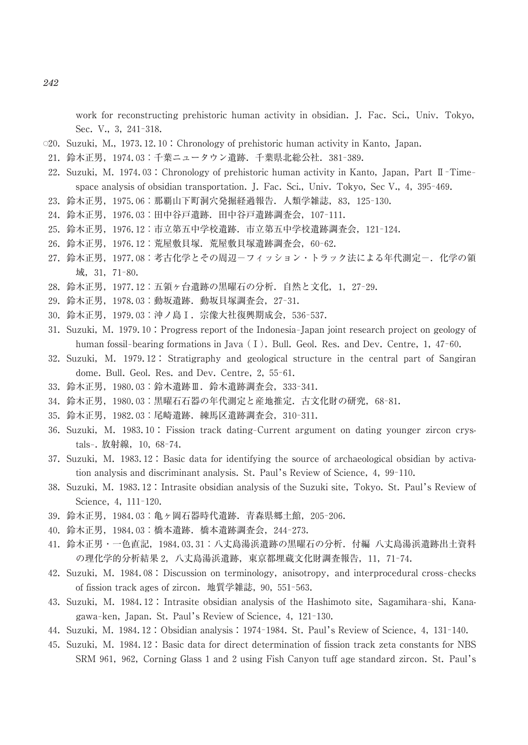work for reconstructing prehistoric human activity in obsidian. J. Fac. Sci., Univ. Tokyo, Sec. V., 3, 241-318.

○20. Suzuki, M., 1973.12.10：Chronology of prehistoric human activity in Kanto, Japan.

21. 鈴木正男，1974.03：千葉ニュータウン遺跡．千葉県北総公社．381-389.

22. Suzuki, M. 1974.03：Chronology of prehistoric human activity in Kanto, Japan, Part Ⅱ-Time-space analysis of obsidian transportation. J. Fac. Sci., Univ. Tokyo, Sec V., 4, 395-469.

23. 鈴木正男，1975.06：那覇山下町洞穴発掘経過報告．人類学雑誌，83，125-130.

24. 鈴木正男，1976.03：田中谷戸遺跡．田中谷戸遺跡調査会，107-111.

25. 鈴木正男，1976.12：市立第五中学校遺跡．市立第五中学校遺跡調査会，121-124.

26. 鈴木正男，1976.12：荒屋敷貝塚．荒屋敷貝塚遺跡調査会，60-62.

27. 鈴木正男，1977.08：考古化学とその周辺－フィッション・トラック法による年代測定－．化学の領域，31，71-80.

28. 鈴木正男，1977.12：五領ヶ台遺跡の黒曜石の分析．自然と文化，1，27-29.

29. 鈴木正男，1978.03：動坂遺跡．動坂貝塚調査会，27-31.

30. 鈴木正男，1979.03：沖ノ島Ⅰ．宗像大社復興期成会，536-537.

31. Suzuki, M. 1979.10：Progress report of the Indonesia-Japan joint research project on geology of human fossil-bearing formations in Java（Ⅰ）. Bull. Geol. Res. and Dev. Centre, 1, 47-60.

32. Suzuki, M. 1979.12：Stratigraphy and geological structure in the central part of Sangiran dome. Bull. Geol. Res. and Dev. Centre, 2, 55-61.

33. 鈴木正男，1980.03：鈴木遺跡Ⅲ．鈴木遺跡調査会，333-341.

34. 鈴木正男，1980.03：黒曜石石器の年代測定と産地推定．古文化財の研究，68-81.

35. 鈴木正男，1982.03：尾崎遺跡．練馬区遺跡調査会，310-311.

36. Suzuki, M. 1983.10：Fission track dating-Current argument on dating younger zircon crystals-. 放射線，10，68-74.

37. Suzuki, M. 1983.12：Basic data for identifying the source of archaeological obsidian by activation analysis and discriminant analysis. St. Paul's Review of Science, 4, 99-110.

38. Suzuki, M. 1983.12：Intrasite obsidian analysis of the Suzuki site, Tokyo. St. Paul's Review of Science, 4, 111-120.

39. 鈴木正男，1984.03：亀ヶ岡石器時代遺跡．青森県郷土館，205-206.

40. 鈴木正男，1984.03：橋本遺跡．橋本遺跡調査会，244-273.

41. 鈴木正男・一色直記，1984.03.31：八丈島湯浜遺跡の黒曜石の分析．付編 八丈島湯浜遺跡出土資料の理化学的分析結果 2，八丈島湯浜遺跡，東京都埋蔵文化財調査報告，11，71-74.

42. Suzuki, M. 1984.08：Discussion on terminology, anisotropy, and interprocedural cross-checks of fission track ages of zircon. 地質学雑誌，90，551-563.

43. Suzuki, M. 1984.12：Intrasite obsidian analysis of the Hashimoto site, Sagamihara-shi, Kanagawa-ken, Japan. St. Paul's Review of Science, 4, 121-130.

44. Suzuki, M. 1984.12：Obsidian analysis：1974-1984. St. Paul's Review of Science, 4, 131-140.

45. Suzuki, M. 1984.12：Basic data for direct determination of fission track zeta constants for NBS SRM 961, 962, Corning Glass 1 and 2 using Fish Canyon tuff age standard zircon. St. Paul's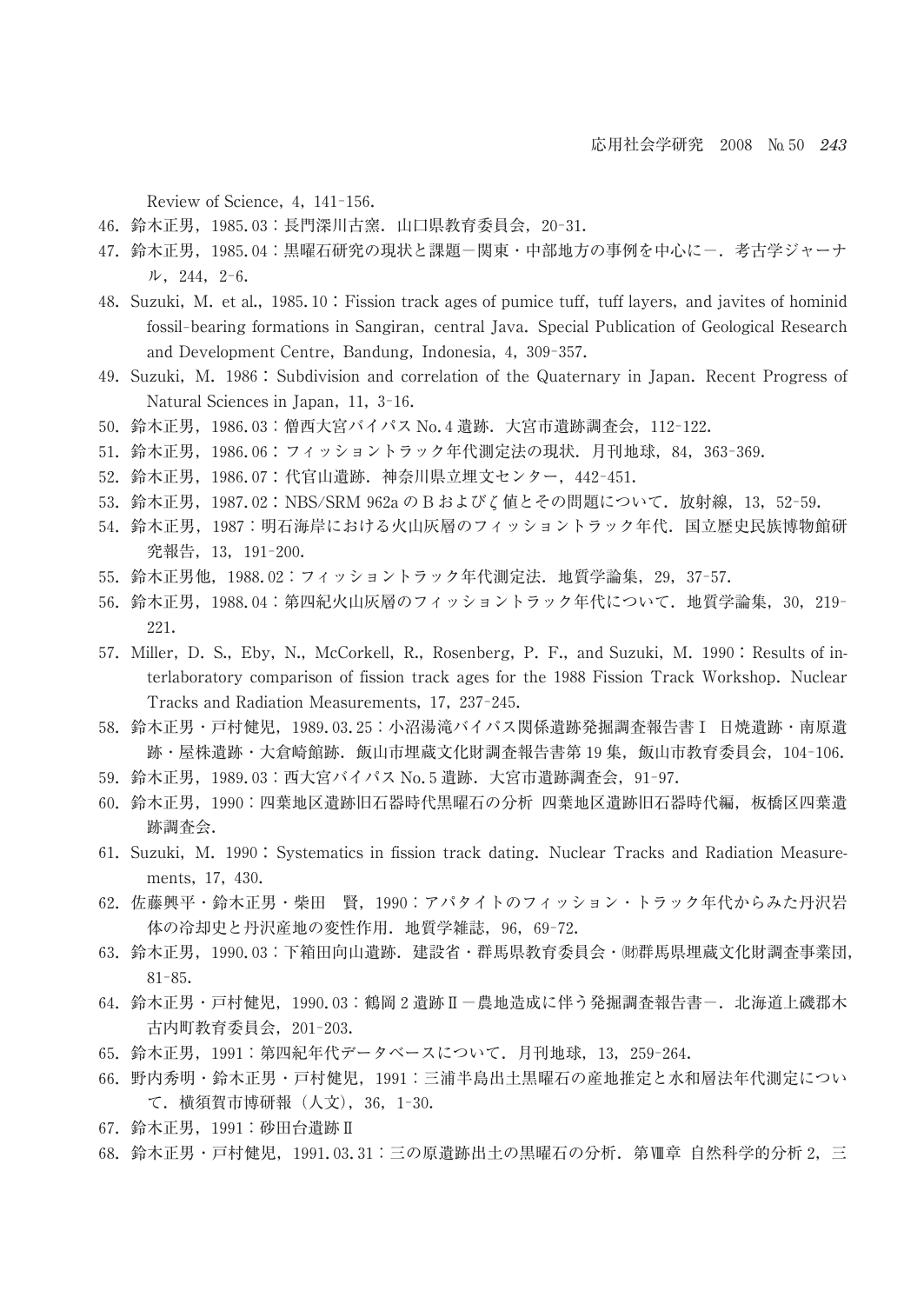Review of Science, 4, 141-156.

46. 鈴木正男，1985. 03：長門深川古窯．山口県教育委員会，20-31.
47. 鈴木正男，1985. 04：黒曜石研究の現状と課題－関東・中部地方の事例を中心に－．考古学ジャーナル，244，2-6.
48. Suzuki, M. et al., 1985. 10：Fission track ages of pumice tuff, tuff layers, and javites of hominid fossil-bearing formations in Sangiran, central Java. Special Publication of Geological Research and Development Centre, Bandung, Indonesia, 4, 309-357.
49. Suzuki, M. 1986：Subdivision and correlation of the Quaternary in Japan. Recent Progress of Natural Sciences in Japan, 11, 3-16.
50. 鈴木正男，1986. 03：僧西大宮バイパス No. 4 遺跡．大宮市遺跡調査会，112-122.
51. 鈴木正男，1986. 06：フィッショントラック年代測定法の現状．月刊地球，84，363-369.
52. 鈴木正男，1986. 07：代官山遺跡．神奈川県立埋文センター，442-451.
53. 鈴木正男，1987. 02：NBS/SRM 962a の B および ζ 値とその問題について．放射線，13，52-59.
54. 鈴木正男，1987：明石海岸における火山灰層のフィッショントラック年代．国立歴史民族博物館研究報告，13，191-200.
55. 鈴木正男他，1988. 02：フィッショントラック年代測定法．地質学論集，29，37-57.
56. 鈴木正男，1988. 04：第四紀火山灰層のフィッショントラック年代について．地質学論集，30，219-221.
57. Miller, D. S., Eby, N., McCorkell, R., Rosenberg, P. F., and Suzuki, M. 1990：Results of interlaboratory comparison of fission track ages for the 1988 Fission Track Workshop. Nuclear Tracks and Radiation Measurements, 17, 237-245.
58. 鈴木正男・戸村健児，1989. 03. 25：小沼湯滝バイパス関係遺跡発掘調査報告書Ⅰ 日焼遺跡・南原遺跡・屋株遺跡・大倉崎館跡．飯山市埋蔵文化財調査報告書第 19 集，飯山市教育委員会，104-106.
59. 鈴木正男，1989. 03：西大宮バイパス No. 5 遺跡．大宮市遺跡調査会，91-97.
60. 鈴木正男，1990：四葉地区遺跡旧石器時代黒曜石の分析 四葉地区遺跡旧石器時代編，板橋区四葉遺跡調査会．
61. Suzuki, M. 1990：Systematics in fission track dating. Nuclear Tracks and Radiation Measurements, 17, 430.
62. 佐藤興平・鈴木正男・柴田　賢，1990：アパタイトのフィッション・トラック年代からみた丹沢岩体の冷却史と丹沢産地の変性作用．地質学雑誌，96，69-72.
63. 鈴木正男，1990. 03：下箱田向山遺跡．建設省・群馬県教育委員会・㈶群馬県埋蔵文化財調査事業団，81-85.
64. 鈴木正男・戸村健児，1990. 03：鶴岡 2 遺跡Ⅱ－農地造成に伴う発掘調査報告書－．北海道上磯郡木古内町教育委員会，201-203.
65. 鈴木正男，1991：第四紀年代データベースについて．月刊地球，13，259-264.
66. 野内秀明・鈴木正男・戸村健児，1991：三浦半島出土黒曜石の産地推定と水和層法年代測定について．横須賀市博研報（人文），36，1-30.
67. 鈴木正男，1991：砂田台遺跡Ⅱ
68. 鈴木正男・戸村健児，1991. 03. 31：三の原遺跡出土の黒曜石の分析．第Ⅷ章 自然科学的分析 2，三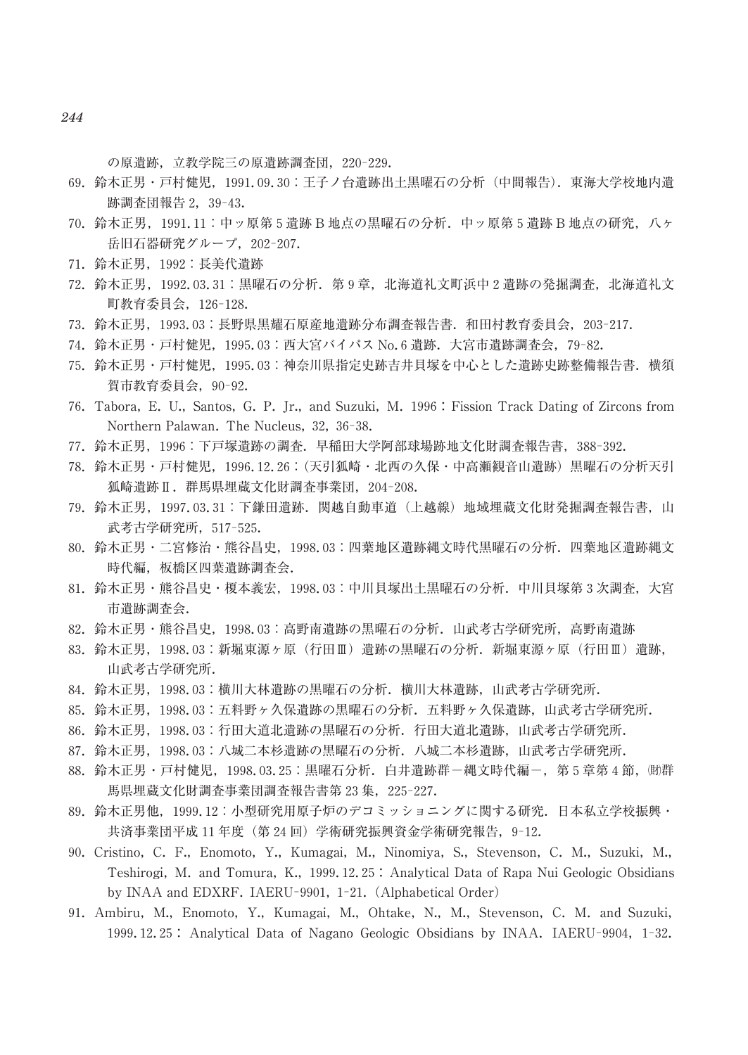の原遺跡，立教学院三の原遺跡調査団，220-229.

69. 鈴木正男・戸村健児，1991.09.30：王子ノ台遺跡出土黒曜石の分析（中間報告）．東海大学校地内遺跡調査団報告 2，39-43.
70. 鈴木正男，1991.11：中ッ原第 5 遺跡 B 地点の黒曜石の分析．中ッ原第 5 遺跡 B 地点の研究，八ヶ岳旧石器研究グループ，202-207.
71. 鈴木正男，1992：長美代遺跡
72. 鈴木正男，1992.03.31：黒曜石の分析．第 9 章，北海道礼文町浜中 2 遺跡の発掘調査，北海道礼文町教育委員会，126-128.
73. 鈴木正男，1993.03：長野県黒耀石原産地遺跡分布調査報告書．和田村教育委員会，203-217.
74. 鈴木正男・戸村健児，1995.03：西大宮バイパス No.6 遺跡．大宮市遺跡調査会，79-82.
75. 鈴木正男・戸村健児，1995.03：神奈川県指定史跡吉井貝塚を中心とした遺跡史跡整備報告書．横須賀市教育委員会，90-92.
76. Tabora, E. U., Santos, G. P. Jr., and Suzuki, M. 1996：Fission Track Dating of Zircons from Northern Palawan. The Nucleus, 32, 36-38.
77. 鈴木正男，1996：下戸塚遺跡の調査．早稲田大学阿部球場跡地文化財調査報告書，388-392.
78. 鈴木正男・戸村健児，1996.12.26：（天引狐崎・北西の久保・中高瀬観音山遺跡）黒曜石の分析天引狐崎遺跡Ⅱ．群馬県埋蔵文化財調査事業団，204-208.
79. 鈴木正男，1997.03.31：下鎌田遺跡．関越自動車道（上越線）地域埋蔵文化財発掘調査報告書，山武考古学研究所，517-525.
80. 鈴木正男・二宮修治・熊谷昌史，1998.03：四葉地区遺跡縄文時代黒曜石の分析．四葉地区遺跡縄文時代編，板橋区四葉遺跡調査会.
81. 鈴木正男・熊谷昌史・榎本義宏，1998.03：中川貝塚出土黒曜石の分析．中川貝塚第 3 次調査，大宮市遺跡調査会.
82. 鈴木正男・熊谷昌史，1998.03：高野南遺跡の黒曜石の分析．山武考古学研究所，高野南遺跡
83. 鈴木正男，1998.03：新堀東源ヶ原（行田Ⅲ）遺跡の黒曜石の分析．新堀東源ヶ原（行田Ⅲ）遺跡，山武考古学研究所.
84. 鈴木正男，1998.03：横川大林遺跡の黒曜石の分析．横川大林遺跡，山武考古学研究所.
85. 鈴木正男，1998.03：五料野ヶ久保遺跡の黒曜石の分析．五料野ヶ久保遺跡，山武考古学研究所.
86. 鈴木正男，1998.03：行田大道北遺跡の黒曜石の分析．行田大道北遺跡，山武考古学研究所.
87. 鈴木正男，1998.03：八城二本杉遺跡の黒曜石の分析．八城二本杉遺跡，山武考古学研究所.
88. 鈴木正男・戸村健児，1998.03.25：黒曜石分析．白井遺跡群－縄文時代編－，第 5 章第 4 節，㈶群馬県埋蔵文化財調査事業団調査報告書第 23 集，225-227.
89. 鈴木正男他，1999.12：小型研究用原子炉のデコミッショニングに関する研究．日本私立学校振興・共済事業団平成 11 年度（第 24 回）学術研究振興資金学術研究報告，9-12.
90. Cristino, C. F., Enomoto, Y., Kumagai, M., Ninomiya, S., Stevenson, C. M., Suzuki, M., Teshirogi, M. and Tomura, K., 1999.12.25：Analytical Data of Rapa Nui Geologic Obsidians by INAA and EDXRF. IAERU-9901, 1-21.（Alphabetical Order）
91. Ambiru, M., Enomoto, Y., Kumagai, M., Ohtake, N., M., Stevenson, C. M. and Suzuki, 1999.12.25： Analytical Data of Nagano Geologic Obsidians by INAA. IAERU-9904, 1-32.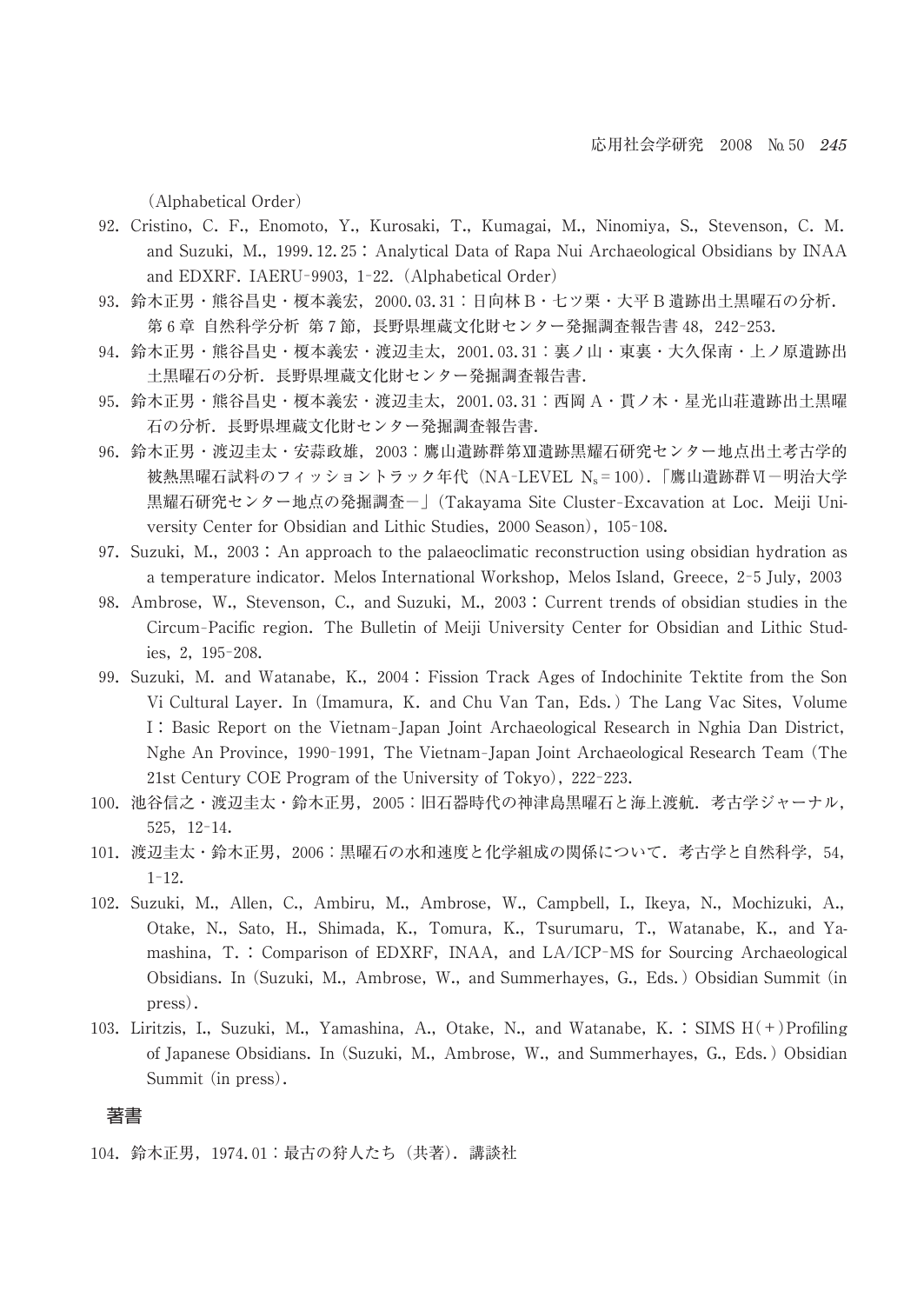（Alphabetical Order）

92. Cristino, C. F., Enomoto, Y., Kurosaki, T., Kumagai, M., Ninomiya, S., Stevenson, C. M. and Suzuki, M., 1999.12.25：Analytical Data of Rapa Nui Archaeological Obsidians by INAA and EDXRF. IAERU-9903, 1-22.（Alphabetical Order）
93. 鈴木正男・熊谷昌史・榎本義宏，2000.03.31：日向林Ｂ・七ツ栗・大平Ｂ遺跡出土黒曜石の分析．第６章 自然科学分析 第７節，長野県埋蔵文化財センター発掘調査報告書 48，242-253.
94. 鈴木正男・熊谷昌史・榎本義宏・渡辺圭太，2001.03.31：裏ノ山・東裏・大久保南・上ノ原遺跡出土黒曜石の分析．長野県埋蔵文化財センター発掘調査報告書．
95. 鈴木正男・熊谷昌史・榎本義宏・渡辺圭太，2001.03.31：西岡Ａ・貫ノ木・星光山荘遺跡出土黒曜石の分析．長野県埋蔵文化財センター発掘調査報告書．
96. 鈴木正男・渡辺圭太・安蒜政雄，2003：鷹山遺跡群第XII遺跡黒耀石研究センター地点出土考古学的被熱黒曜石試料のフィッショントラック年代（NA-LEVEL $N_s=100$）．「鷹山遺跡群VI－明治大学黒耀石研究センター地点の発掘調査－」（Takayama Site Cluster-Excavation at Loc. Meiji University Center for Obsidian and Lithic Studies, 2000 Season），105-108.
97. Suzuki, M., 2003：An approach to the palaeoclimatic reconstruction using obsidian hydration as a temperature indicator. Melos International Workshop, Melos Island, Greece, 2-5 July, 2003
98. Ambrose, W., Stevenson, C., and Suzuki, M., 2003：Current trends of obsidian studies in the Circum-Pacific region. The Bulletin of Meiji University Center for Obsidian and Lithic Studies, 2, 195-208.
99. Suzuki, M. and Watanabe, K., 2004：Fission Track Ages of Indochinite Tektite from the Son Vi Cultural Layer. In (Imamura, K. and Chu Van Tan, Eds.) The Lang Vac Sites, Volume I：Basic Report on the Vietnam-Japan Joint Archaeological Research in Nghia Dan District, Nghe An Province, 1990-1991, The Vietnam-Japan Joint Archaeological Research Team (The 21st Century COE Program of the University of Tokyo), 222-223.
100. 池谷信之・渡辺圭太・鈴木正男，2005：旧石器時代の神津島黒曜石と海上渡航．考古学ジャーナル，525，12-14.
101. 渡辺圭太・鈴木正男，2006：黒曜石の水和速度と化学組成の関係について．考古学と自然科学，54，1-12.
102. Suzuki, M., Allen, C., Ambiru, M., Ambrose, W., Campbell, I., Ikeya, N., Mochizuki, A., Otake, N., Sato, H., Shimada, K., Tomura, K., Tsurumaru, T., Watanabe, K., and Yamashina, T.：Comparison of EDXRF, INAA, and LA/ICP-MS for Sourcing Archaeological Obsidians. In (Suzuki, M., Ambrose, W., and Summerhayes, G., Eds.) Obsidian Summit (in press).
103. Liritzis, I., Suzuki, M., Yamashina, A., Otake, N., and Watanabe, K.：SIMS $H(+)$Profiling of Japanese Obsidians. In (Suzuki, M., Ambrose, W., and Summerhayes, G., Eds.) Obsidian Summit (in press).

## 著書

104. 鈴木正男，1974.01：最古の狩人たち（共著）．講談社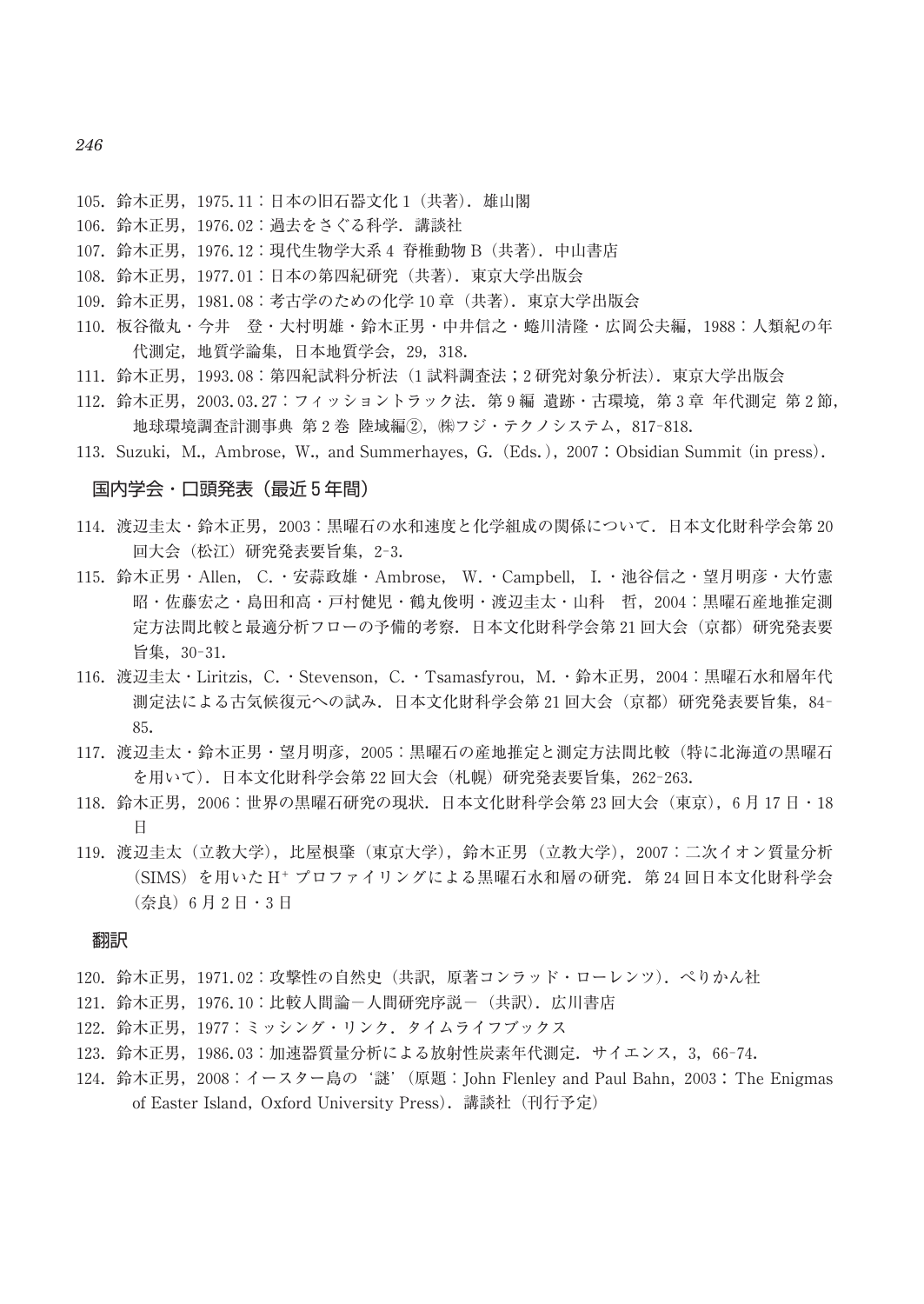105. 鈴木正男，1975. 11：日本の旧石器文化 1（共著）．雄山閣

106. 鈴木正男，1976. 02：過去をさぐる科学．講談社

107. 鈴木正男，1976. 12：現代生物学大系 4 脊椎動物 B（共著）．中山書店

108. 鈴木正男，1977. 01：日本の第四紀研究（共著）．東京大学出版会

109. 鈴木正男，1981. 08：考古学のための化学 10 章（共著）．東京大学出版会

110. 板谷徹丸・今井　登・大村明雄・鈴木正男・中井信之・蜷川清隆・広岡公夫編，1988：人類紀の年代測定，地質学論集，日本地質学会，29，318.

111. 鈴木正男，1993. 08：第四紀試料分析法（1 試料調査法；2 研究対象分析法）．東京大学出版会

112. 鈴木正男，2003. 03. 27：フィッショントラック法．第 9 編 遺跡・古環境，第 3 章 年代測定 第 2 節，地球環境調査計測事典 第 2 巻 陸域編②，㈱フジ・テクノシステム，817-818.

113. Suzuki，M.，Ambrose，W.，and Summerhayes，G.（Eds.），2007：Obsidian Summit（in press）.

## 国内学会・口頭発表（最近 5 年間）

114. 渡辺圭太・鈴木正男，2003：黒曜石の水和速度と化学組成の関係について．日本文化財科学会第 20 回大会（松江）研究発表要旨集，2-3.

115. 鈴木正男・Allen，C.・安蒜政雄・Ambrose，W.・Campbell，I.・池谷信之・望月明彦・大竹憲昭・佐藤宏之・島田和高・戸村健児・鶴丸俊明・渡辺圭太・山科　哲，2004：黒曜石産地推定測定方法間比較と最適分析フローの予備的考察．日本文化財科学会第 21 回大会（京都）研究発表要旨集，30-31.

116. 渡辺圭太・Liritzis，C.・Stevenson，C.・Tsamasfyrou，M.・鈴木正男，2004：黒曜石水和層年代測定法による古気候復元への試み．日本文化財科学会第 21 回大会（京都）研究発表要旨集，84-85.

117. 渡辺圭太・鈴木正男・望月明彦，2005：黒曜石の産地推定と測定方法間比較（特に北海道の黒曜石を用いて）．日本文化財科学会第 22 回大会（札幌）研究発表要旨集，262-263.

118. 鈴木正男，2006：世界の黒曜石研究の現状．日本文化財科学会第 23 回大会（東京），6 月 17 日・18 日

119. 渡辺圭太（立教大学），比屋根肇（東京大学），鈴木正男（立教大学），2007：二次イオン質量分析（SIMS）を用いた $H^{+}$ プロファイリングによる黒曜石水和層の研究．第 24 回日本文化財科学会（奈良）6 月 2 日・3 日

## 翻訳

120. 鈴木正男，1971. 02：攻撃性の自然史（共訳，原著コンラッド・ローレンツ）．ぺりかん社

121. 鈴木正男，1976. 10：比較人間論－人間研究序説－（共訳）．広川書店

122. 鈴木正男，1977：ミッシング・リンク．タイムライフブックス

123. 鈴木正男，1986. 03：加速器質量分析による放射性炭素年代測定．サイエンス，3，66-74.

124. 鈴木正男，2008：イースター島の‘謎’（原題：John Flenley and Paul Bahn，2003：The Enigmas of Easter Island，Oxford University Press）．講談社（刊行予定）